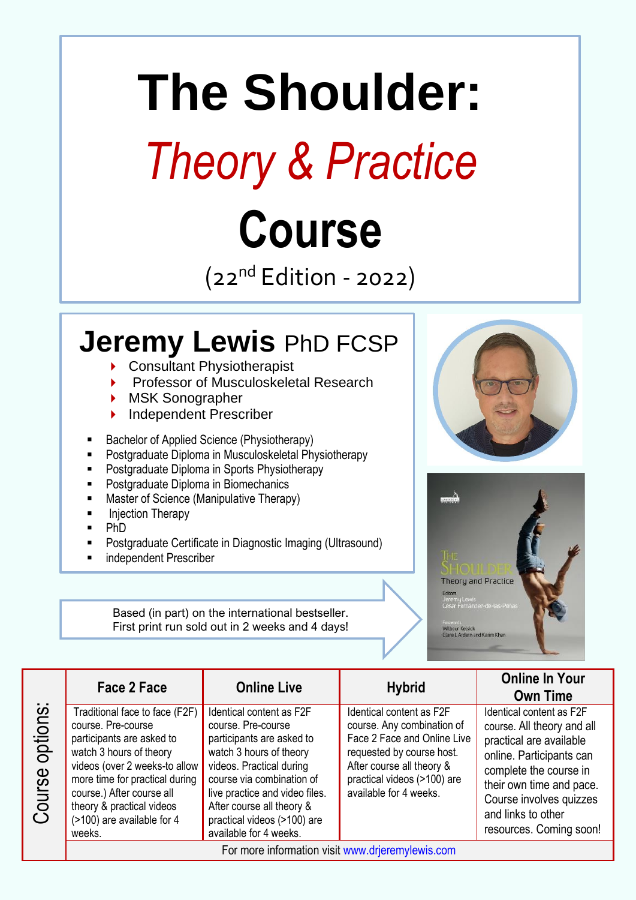# The Shoulder:

## *Theory & Practice*

# Course

(22nd Edition - 2022)

## Jeremy Lewis PhD FCSP

- Consultant Physiotherapist
- Professor of Musculoskeletal Research
- MSK Sonographer
- Independent Prescriber

- Bachelor of Applied Science (Physiotherapy)
- Postgraduate Diploma in Musculoskeletal Physiotherapy
- Postgraduate Diploma in Sports Physiotherapy
- Postgraduate Diploma in Biomechanics
- Master of Science (Manipulative Therapy)
- Injection Therapy
- PhD
- Postgraduate Certificate in Diagnostic Imaging (Ultrasound)
- independent Prescriber

Based (in part) on the international bestseller.
First print run sold out in 2 weeks and 4 days!

| Course options: | Face 2 Face | Online Live | Hybrid | Online In Your Own Time |
|---|---|---|---|---|
| | Traditional face to face (F2F) course. Pre-course participants are asked to watch 3 hours of theory videos (over 2 weeks-to allow more time for practical during course.) After course all theory & practical videos (>100) are available for 4 weeks. | Identical content as F2F course. Pre-course participants are asked to watch 3 hours of theory videos. Practical during course via combination of live practice and video files. After course all theory & practical videos (>100) are available for 4 weeks. | Identical content as F2F course. Any combination of Face 2 Face and Online Live requested by course host. After course all theory & practical videos (>100) are available for 4 weeks. | Identical content as F2F course. All theory and all practical are available online. Participants can complete the course in their own time and pace. Course involves quizzes and links to other resources. Coming soon! |
| | For more information visit www.drjeremylewis.com | | | |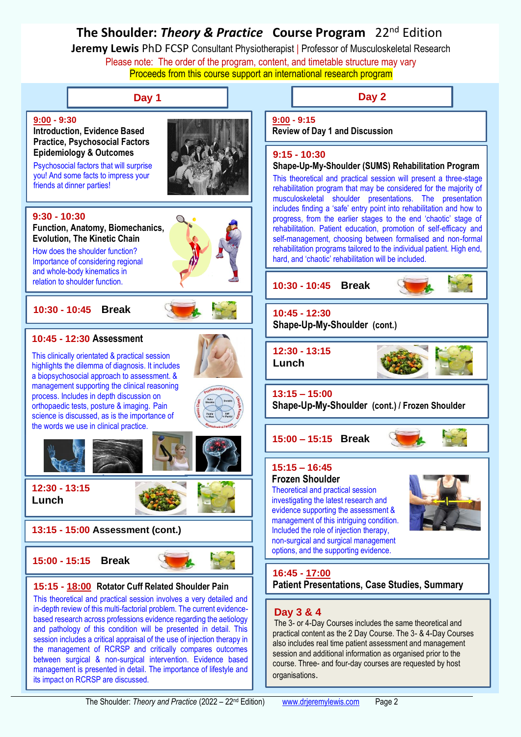# The Shoulder: *Theory & Practice* Course Program 22nd Edition

**Jeremy Lewis** PhD FCSP Consultant Physiotherapist | Professor of Musculoskeletal Research

Please note: The order of the program, content, and timetable structure may vary

Proceeds from this course support an international research program

## Day 1

**9:00 - 9:30**
**Introduction, Evidence Based Practice, Psychosocial Factors Epidemiology & Outcomes**

Psychosocial factors that will surprise you! And some facts to impress your friends at dinner parties!

**9:30 - 10:30**
**Function, Anatomy, Biomechanics, Evolution, The Kinetic Chain**

How does the shoulder function? Importance of considering regional and whole-body kinematics in relation to shoulder function.

**10:30 - 10:45 Break**

**10:45 - 12:30 Assessment**

This clinically orientated & practical session highlights the dilemma of diagnosis. It includes a biopsychosocial approach to assessment. & management supporting the clinical reasoning process. Includes in depth discussion on orthopaedic tests, posture & imaging. Pain science is discussed, as is the importance of the words we use in clinical practice.

**12:30 - 13:15**
**Lunch**

**13:15 - 15:00 Assessment (cont.)**

**15:00 - 15:15 Break**

**15:15 - 18:00 Rotator Cuff Related Shoulder Pain**

This theoretical and practical session involves a very detailed and in-depth review of this multi-factorial problem. The current evidence-based research across professions evidence regarding the aetiology and pathology of this condition will be presented in detail. This session includes a critical appraisal of the use of injection therapy in the management of RCRSP and critically compares outcomes between surgical & non-surgical intervention. Evidence based management is presented in detail. The importance of lifestyle and its impact on RCRSP are discussed.

## Day 2

**9:00 - 9:15**
**Review of Day 1 and Discussion**

**9:15 - 10:30**
**Shape-Up-My-Shoulder (SUMS) Rehabilitation Program**

This theoretical and practical session will present a three-stage rehabilitation program that may be considered for the majority of musculoskeletal shoulder presentations. The presentation includes finding a 'safe' entry point into rehabilitation and how to progress, from the earlier stages to the end 'chaotic' stage of rehabilitation. Patient education, promotion of self-efficacy and self-management, choosing between formalised and non-formal rehabilitation programs tailored to the individual patient. High end, hard, and 'chaotic' rehabilitation will be included.

**10:30 - 10:45 Break**

**10:45 - 12:30**
**Shape-Up-My-Shoulder (cont.)**

**12:30 - 13:15**
**Lunch**

**13:15 – 15:00**
**Shape-Up-My-Shoulder (cont.) / Frozen Shoulder**

**15:00 – 15:15 Break**

**15:15 – 16:45**
**Frozen Shoulder**

Theoretical and practical session investigating the latest research and evidence supporting the assessment & management of this intriguing condition. Included the role of injection therapy, non-surgical and surgical management options, and the supporting evidence.

**16:45 - 17:00**
**Patient Presentations, Case Studies, Summary**

## Day 3 & 4

The 3- or 4-Day Courses includes the same theoretical and practical content as the 2 Day Course. The 3- & 4-Day Courses also includes real time patient assessment and management session and additional information as organised prior to the course. Three- and four-day courses are requested by host organisations.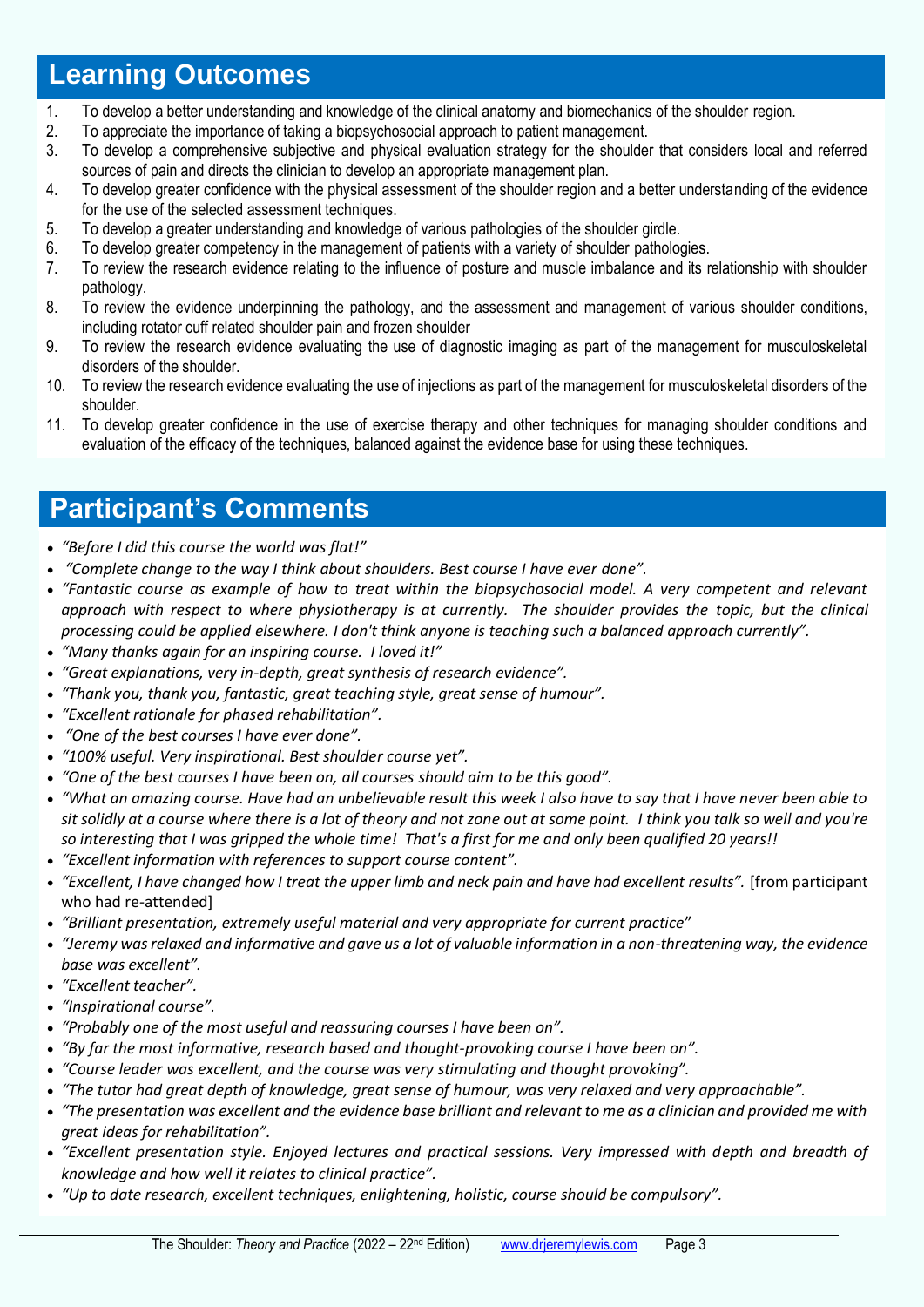## Learning Outcomes

1. To develop a better understanding and knowledge of the clinical anatomy and biomechanics of the shoulder region.
2. To appreciate the importance of taking a biopsychosocial approach to patient management.
3. To develop a comprehensive subjective and physical evaluation strategy for the shoulder that considers local and referred sources of pain and directs the clinician to develop an appropriate management plan.
4. To develop greater confidence with the physical assessment of the shoulder region and a better understanding of the evidence for the use of the selected assessment techniques.
5. To develop a greater understanding and knowledge of various pathologies of the shoulder girdle.
6. To develop greater competency in the management of patients with a variety of shoulder pathologies.
7. To review the research evidence relating to the influence of posture and muscle imbalance and its relationship with shoulder pathology.
8. To review the evidence underpinning the pathology, and the assessment and management of various shoulder conditions, including rotator cuff related shoulder pain and frozen shoulder
9. To review the research evidence evaluating the use of diagnostic imaging as part of the management for musculoskeletal disorders of the shoulder.
10. To review the research evidence evaluating the use of injections as part of the management for musculoskeletal disorders of the shoulder.
11. To develop greater confidence in the use of exercise therapy and other techniques for managing shoulder conditions and evaluation of the efficacy of the techniques, balanced against the evidence base for using these techniques.

## Participant's Comments

- *"Before I did this course the world was flat!"*
- *"Complete change to the way I think about shoulders. Best course I have ever done".*
- *"Fantastic course as example of how to treat within the biopsychosocial model. A very competent and relevant approach with respect to where physiotherapy is at currently. The shoulder provides the topic, but the clinical processing could be applied elsewhere. I don't think anyone is teaching such a balanced approach currently".*
- *"Many thanks again for an inspiring course. I loved it!"*
- *"Great explanations, very in-depth, great synthesis of research evidence".*
- *"Thank you, thank you, fantastic, great teaching style, great sense of humour".*
- *"Excellent rationale for phased rehabilitation".*
- *"One of the best courses I have ever done".*
- *"100% useful. Very inspirational. Best shoulder course yet".*
- *"One of the best courses I have been on, all courses should aim to be this good".*
- *"What an amazing course. Have had an unbelievable result this week I also have to say that I have never been able to sit solidly at a course where there is a lot of theory and not zone out at some point. I think you talk so well and you're so interesting that I was gripped the whole time! That's a first for me and only been qualified 20 years!!*
- *"Excellent information with references to support course content".*
- *"Excellent, I have changed how I treat the upper limb and neck pain and have had excellent results".* [from participant who had re-attended]
- *"Brilliant presentation, extremely useful material and very appropriate for current practice"*
- *"Jeremy was relaxed and informative and gave us a lot of valuable information in a non-threatening way, the evidence base was excellent".*
- *"Excellent teacher".*
- *"Inspirational course".*
- *"Probably one of the most useful and reassuring courses I have been on".*
- *"By far the most informative, research based and thought-provoking course I have been on".*
- *"Course leader was excellent, and the course was very stimulating and thought provoking".*
- *"The tutor had great depth of knowledge, great sense of humour, was very relaxed and very approachable".*
- *"The presentation was excellent and the evidence base brilliant and relevant to me as a clinician and provided me with great ideas for rehabilitation".*
- *"Excellent presentation style. Enjoyed lectures and practical sessions. Very impressed with depth and breadth of knowledge and how well it relates to clinical practice".*
- *"Up to date research, excellent techniques, enlightening, holistic, course should be compulsory".*